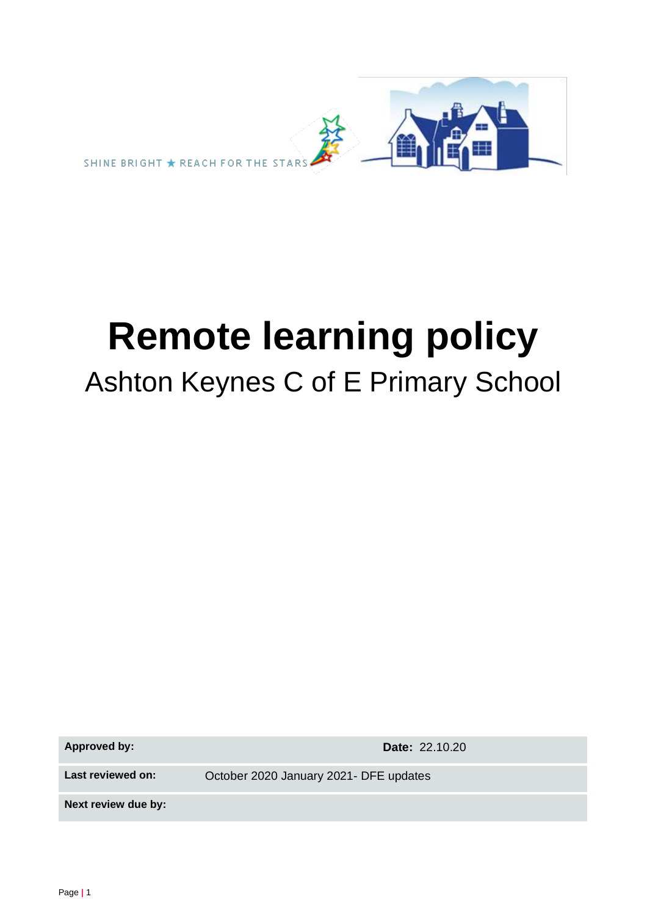SHINE BRIGHT ★ REACH FOR THE STARS

# Remote learning policy

Ashton Keynes C of E Primary School

| **Approved by:** | | **Date:** 22.10.20 |
|---|---|---|
| **Last reviewed on:** | October 2020 January 2021- DFE updates | |
| **Next review due by:** | | |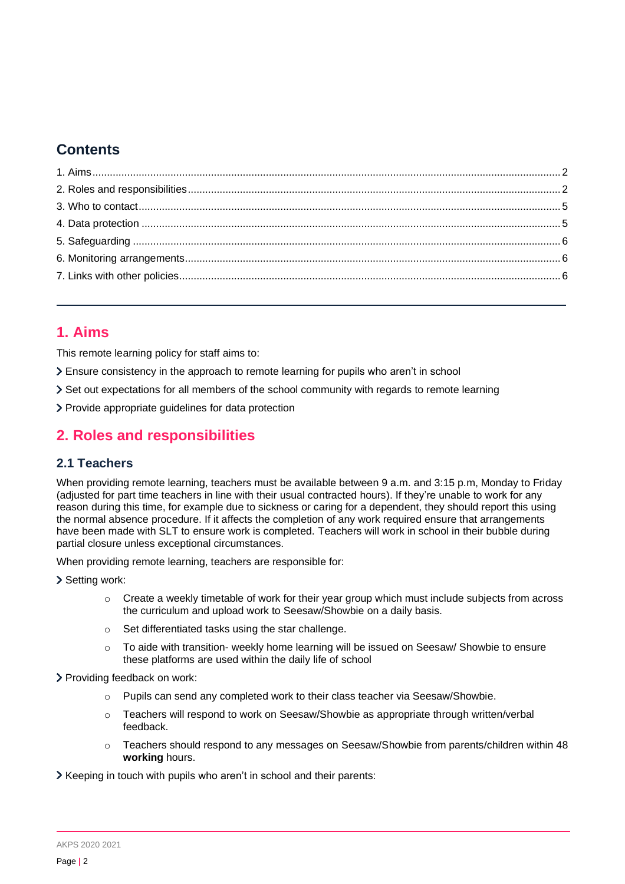## Contents

1. Aims ..... 2
2. Roles and responsibilities ..... 2
3. Who to contact ..... 5
4. Data protection ..... 5
5. Safeguarding ..... 6
6. Monitoring arrangements ..... 6
7. Links with other policies ..... 6

---

# 1. Aims

This remote learning policy for staff aims to:

- Ensure consistency in the approach to remote learning for pupils who aren't in school
- Set out expectations for all members of the school community with regards to remote learning
- Provide appropriate guidelines for data protection

# 2. Roles and responsibilities

## 2.1 Teachers

When providing remote learning, teachers must be available between 9 a.m. and 3:15 p.m, Monday to Friday (adjusted for part time teachers in line with their usual contracted hours). If they're unable to work for any reason during this time, for example due to sickness or caring for a dependent, they should report this using the normal absence procedure. If it affects the completion of any work required ensure that arrangements have been made with SLT to ensure work is completed. Teachers will work in school in their bubble during partial closure unless exceptional circumstances.

When providing remote learning, teachers are responsible for:

- Setting work:
    - Create a weekly timetable of work for their year group which must include subjects from across the curriculum and upload work to Seesaw/Showbie on a daily basis.
    - Set differentiated tasks using the star challenge.
    - To aide with transition- weekly home learning will be issued on Seesaw/ Showbie to ensure these platforms are used within the daily life of school
- Providing feedback on work:
    - Pupils can send any completed work to their class teacher via Seesaw/Showbie.
    - Teachers will respond to work on Seesaw/Showbie as appropriate through written/verbal feedback.
    - Teachers should respond to any messages on Seesaw/Showbie from parents/children within 48 **working** hours.
- Keeping in touch with pupils who aren't in school and their parents: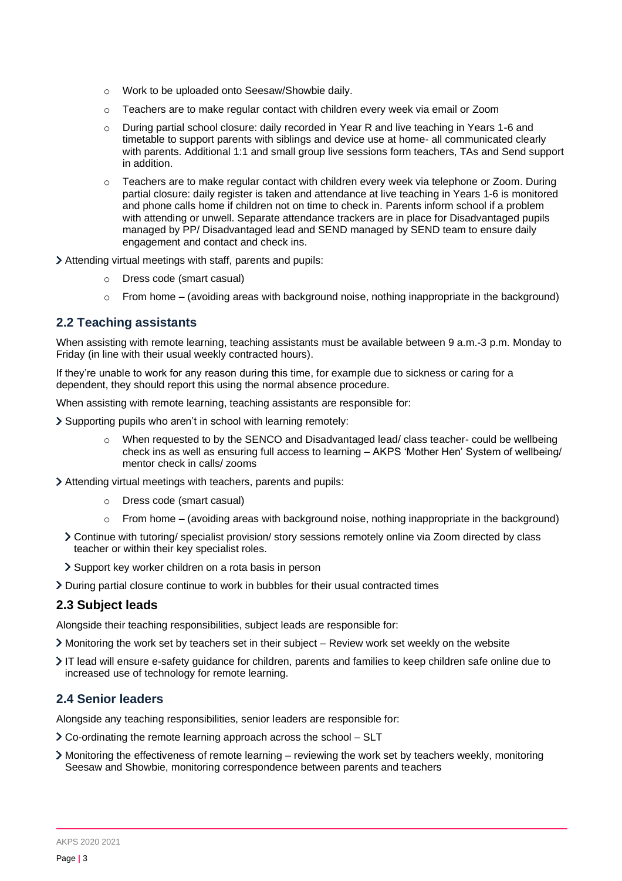- Work to be uploaded onto Seesaw/Showbie daily.
    - Teachers are to make regular contact with children every week via email or Zoom
    - During partial school closure: daily recorded in Year R and live teaching in Years 1-6 and timetable to support parents with siblings and device use at home- all communicated clearly with parents. Additional 1:1 and small group live sessions form teachers, TAs and Send support in addition.
    - Teachers are to make regular contact with children every week via telephone or Zoom. During partial closure: daily register is taken and attendance at live teaching in Years 1-6 is monitored and phone calls home if children not on time to check in. Parents inform school if a problem with attending or unwell. Separate attendance trackers are in place for Disadvantaged pupils managed by PP/ Disadvantaged lead and SEND managed by SEND team to ensure daily engagement and contact and check ins.

- Attending virtual meetings with staff, parents and pupils:
    - Dress code (smart casual)
    - From home – (avoiding areas with background noise, nothing inappropriate in the background)

## 2.2 Teaching assistants

When assisting with remote learning, teaching assistants must be available between 9 a.m.-3 p.m. Monday to Friday (in line with their usual weekly contracted hours).

If they're unable to work for any reason during this time, for example due to sickness or caring for a dependent, they should report this using the normal absence procedure.

When assisting with remote learning, teaching assistants are responsible for:

- Supporting pupils who aren't in school with learning remotely:
    - When requested to by the SENCO and Disadvantaged lead/ class teacher- could be wellbeing check ins as well as ensuring full access to learning – AKPS 'Mother Hen' System of wellbeing/ mentor check in calls/ zooms
- Attending virtual meetings with teachers, parents and pupils:
    - Dress code (smart casual)
    - From home – (avoiding areas with background noise, nothing inappropriate in the background)
  - Continue with tutoring/ specialist provision/ story sessions remotely online via Zoom directed by class teacher or within their key specialist roles.
  - Support key worker children on a rota basis in person
- During partial closure continue to work in bubbles for their usual contracted times

## 2.3 Subject leads

Alongside their teaching responsibilities, subject leads are responsible for:

- Monitoring the work set by teachers set in their subject – Review work set weekly on the website
- IT lead will ensure e-safety guidance for children, parents and families to keep children safe online due to increased use of technology for remote learning.

## 2.4 Senior leaders

Alongside any teaching responsibilities, senior leaders are responsible for:

- Co-ordinating the remote learning approach across the school – SLT
- Monitoring the effectiveness of remote learning – reviewing the work set by teachers weekly, monitoring Seesaw and Showbie, monitoring correspondence between parents and teachers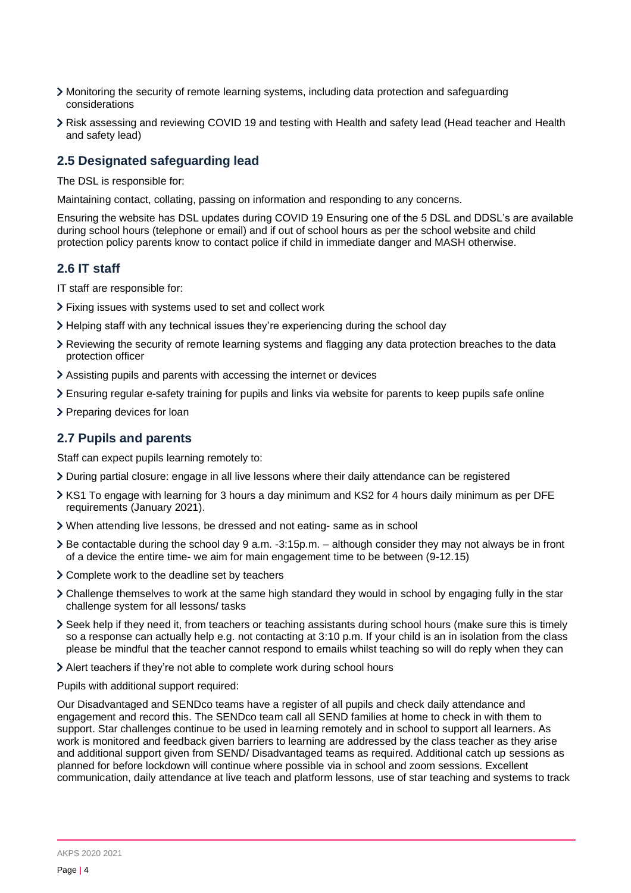- Monitoring the security of remote learning systems, including data protection and safeguarding considerations
- Risk assessing and reviewing COVID 19 and testing with Health and safety lead (Head teacher and Health and safety lead)

## 2.5 Designated safeguarding lead

The DSL is responsible for:

Maintaining contact, collating, passing on information and responding to any concerns.

Ensuring the website has DSL updates during COVID 19 Ensuring one of the 5 DSL and DDSL's are available during school hours (telephone or email) and if out of school hours as per the school website and child protection policy parents know to contact police if child in immediate danger and MASH otherwise.

## 2.6 IT staff

IT staff are responsible for:

- Fixing issues with systems used to set and collect work
- Helping staff with any technical issues they're experiencing during the school day
- Reviewing the security of remote learning systems and flagging any data protection breaches to the data protection officer
- Assisting pupils and parents with accessing the internet or devices
- Ensuring regular e-safety training for pupils and links via website for parents to keep pupils safe online
- Preparing devices for loan

## 2.7 Pupils and parents

Staff can expect pupils learning remotely to:

- During partial closure: engage in all live lessons where their daily attendance can be registered
- KS1 To engage with learning for 3 hours a day minimum and KS2 for 4 hours daily minimum as per DFE requirements (January 2021).
- When attending live lessons, be dressed and not eating- same as in school
- Be contactable during the school day 9 a.m. -3:15p.m. – although consider they may not always be in front of a device the entire time- we aim for main engagement time to be between (9-12.15)
- Complete work to the deadline set by teachers
- Challenge themselves to work at the same high standard they would in school by engaging fully in the star challenge system for all lessons/ tasks
- Seek help if they need it, from teachers or teaching assistants during school hours (make sure this is timely so a response can actually help e.g. not contacting at 3:10 p.m. If your child is an in isolation from the class please be mindful that the teacher cannot respond to emails whilst teaching so will do reply when they can
- Alert teachers if they're not able to complete work during school hours

Pupils with additional support required:

Our Disadvantaged and SENDco teams have a register of all pupils and check daily attendance and engagement and record this. The SENDco team call all SEND families at home to check in with them to support. Star challenges continue to be used in learning remotely and in school to support all learners. As work is monitored and feedback given barriers to learning are addressed by the class teacher as they arise and additional support given from SEND/ Disadvantaged teams as required. Additional catch up sessions as planned for before lockdown will continue where possible via in school and zoom sessions. Excellent communication, daily attendance at live teach and platform lessons, use of star teaching and systems to track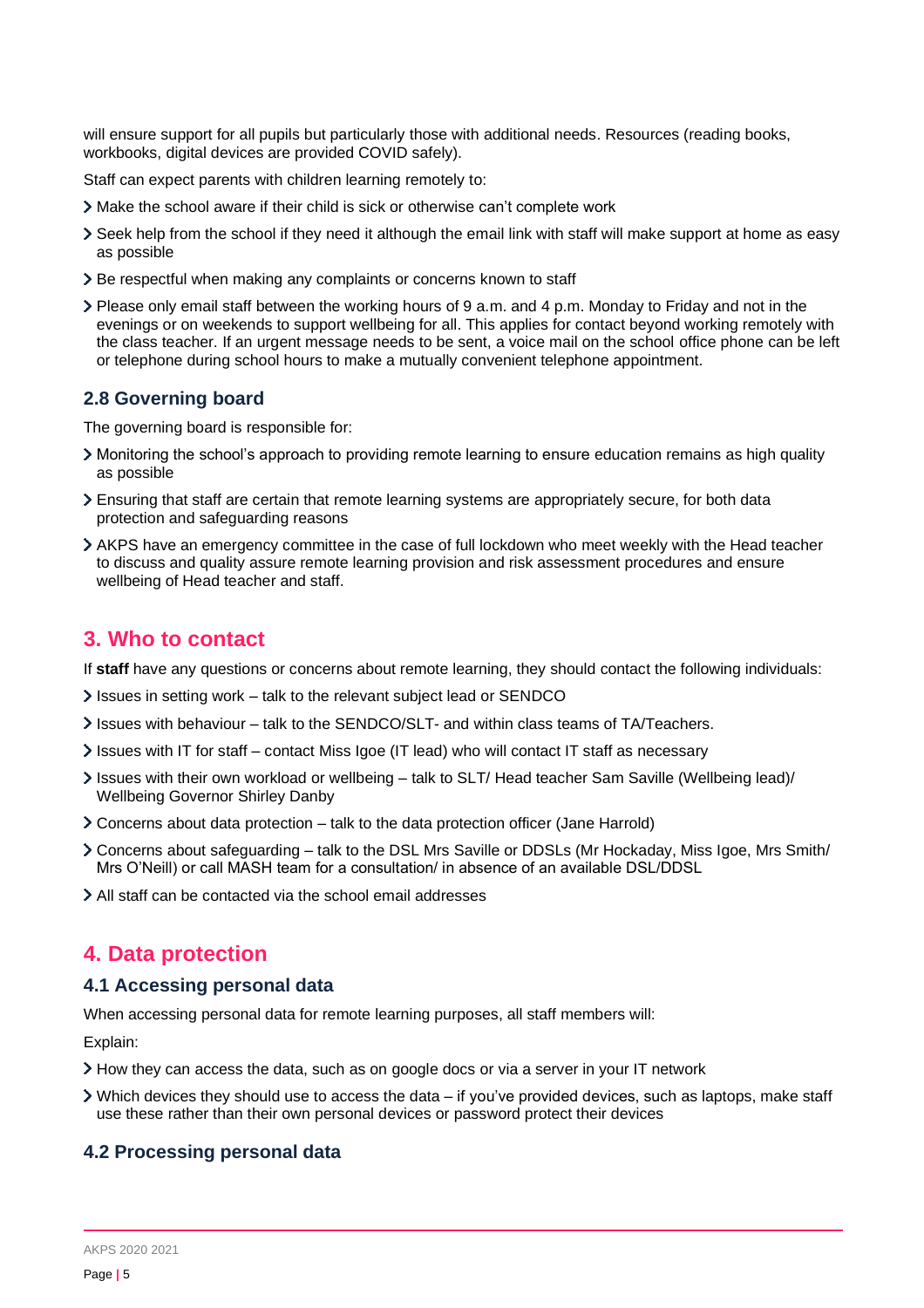will ensure support for all pupils but particularly those with additional needs. Resources (reading books, workbooks, digital devices are provided COVID safely).

Staff can expect parents with children learning remotely to:

- Make the school aware if their child is sick or otherwise can't complete work
- Seek help from the school if they need it although the email link with staff will make support at home as easy as possible
- Be respectful when making any complaints or concerns known to staff
- Please only email staff between the working hours of 9 a.m. and 4 p.m. Monday to Friday and not in the evenings or on weekends to support wellbeing for all. This applies for contact beyond working remotely with the class teacher. If an urgent message needs to be sent, a voice mail on the school office phone can be left or telephone during school hours to make a mutually convenient telephone appointment.

### 2.8 Governing board

The governing board is responsible for:

- Monitoring the school's approach to providing remote learning to ensure education remains as high quality as possible
- Ensuring that staff are certain that remote learning systems are appropriately secure, for both data protection and safeguarding reasons
- AKPS have an emergency committee in the case of full lockdown who meet weekly with the Head teacher to discuss and quality assure remote learning provision and risk assessment procedures and ensure wellbeing of Head teacher and staff.

## 3. Who to contact

If **staff** have any questions or concerns about remote learning, they should contact the following individuals:

- Issues in setting work – talk to the relevant subject lead or SENDCO
- Issues with behaviour – talk to the SENDCO/SLT- and within class teams of TA/Teachers.
- Issues with IT for staff – contact Miss Igoe (IT lead) who will contact IT staff as necessary
- Issues with their own workload or wellbeing – talk to SLT/ Head teacher Sam Saville (Wellbeing lead)/ Wellbeing Governor Shirley Danby
- Concerns about data protection – talk to the data protection officer (Jane Harrold)
- Concerns about safeguarding – talk to the DSL Mrs Saville or DDSLs (Mr Hockaday, Miss Igoe, Mrs Smith/ Mrs O'Neill) or call MASH team for a consultation/ in absence of an available DSL/DDSL
- All staff can be contacted via the school email addresses

## 4. Data protection

### 4.1 Accessing personal data

When accessing personal data for remote learning purposes, all staff members will:

Explain:

- How they can access the data, such as on google docs or via a server in your IT network
- Which devices they should use to access the data – if you've provided devices, such as laptops, make staff use these rather than their own personal devices or password protect their devices

### 4.2 Processing personal data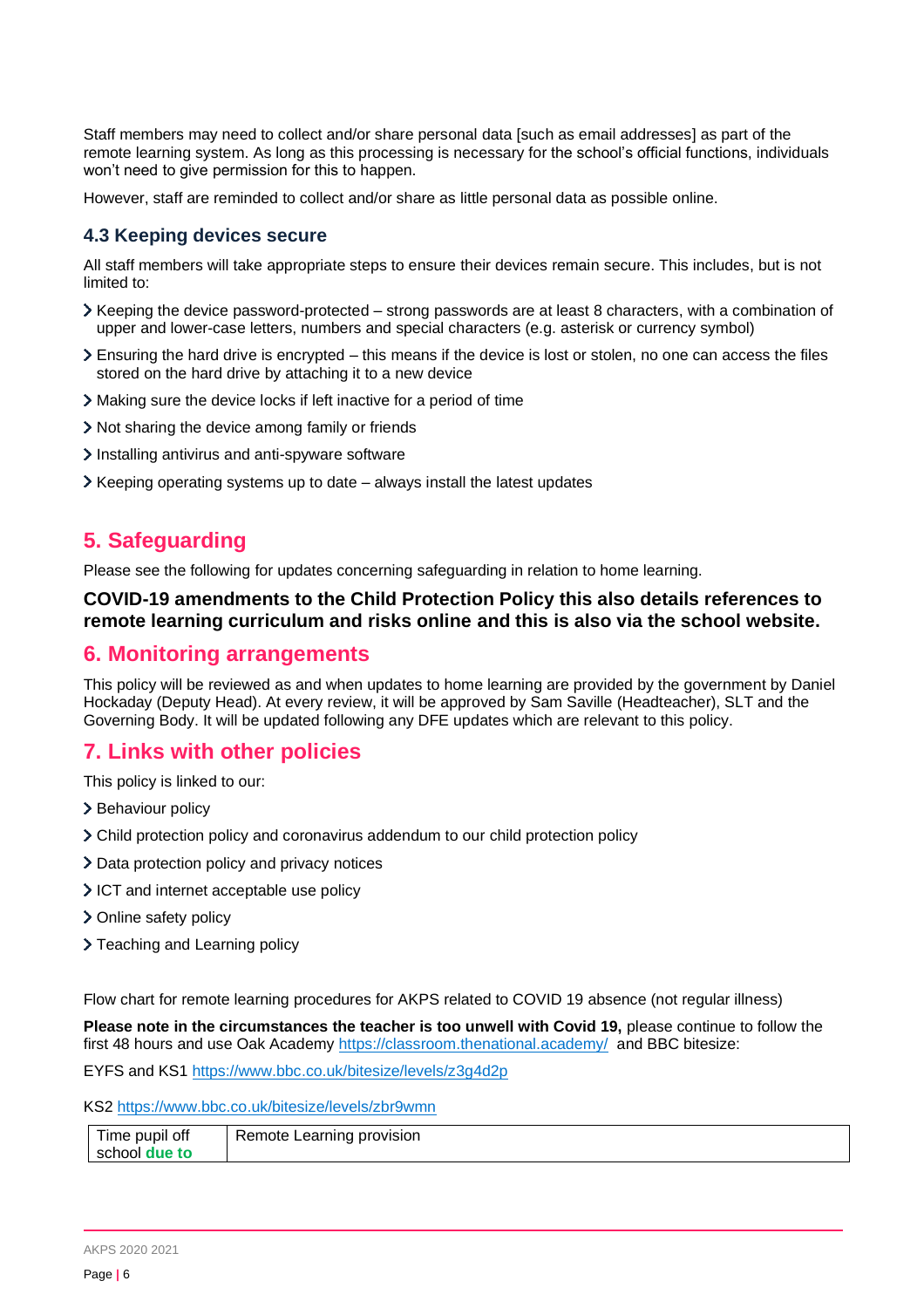Staff members may need to collect and/or share personal data [such as email addresses] as part of the remote learning system. As long as this processing is necessary for the school's official functions, individuals won't need to give permission for this to happen.

However, staff are reminded to collect and/or share as little personal data as possible online.

### 4.3 Keeping devices secure

All staff members will take appropriate steps to ensure their devices remain secure. This includes, but is not limited to:

- Keeping the device password-protected – strong passwords are at least 8 characters, with a combination of upper and lower-case letters, numbers and special characters (e.g. asterisk or currency symbol)
- Ensuring the hard drive is encrypted – this means if the device is lost or stolen, no one can access the files stored on the hard drive by attaching it to a new device
- Making sure the device locks if left inactive for a period of time
- Not sharing the device among family or friends
- Installing antivirus and anti-spyware software
- Keeping operating systems up to date – always install the latest updates

## 5. Safeguarding

Please see the following for updates concerning safeguarding in relation to home learning.

**COVID-19 amendments to the Child Protection Policy this also details references to remote learning curriculum and risks online and this is also via the school website.**

## 6. Monitoring arrangements

This policy will be reviewed as and when updates to home learning are provided by the government by Daniel Hockaday (Deputy Head). At every review, it will be approved by Sam Saville (Headteacher), SLT and the Governing Body. It will be updated following any DFE updates which are relevant to this policy.

## 7. Links with other policies

This policy is linked to our:

- Behaviour policy
- Child protection policy and coronavirus addendum to our child protection policy
- Data protection policy and privacy notices
- ICT and internet acceptable use policy
- Online safety policy
- Teaching and Learning policy

Flow chart for remote learning procedures for AKPS related to COVID 19 absence (not regular illness)

**Please note in the circumstances the teacher is too unwell with Covid 19,** please continue to follow the first 48 hours and use Oak Academy https://classroom.thenational.academy/ and BBC bitesize:

EYFS and KS1 https://www.bbc.co.uk/bitesize/levels/z3g4d2p

KS2 https://www.bbc.co.uk/bitesize/levels/zbr9wmn

| Time pupil off school **due to** | Remote Learning provision |
|---|---|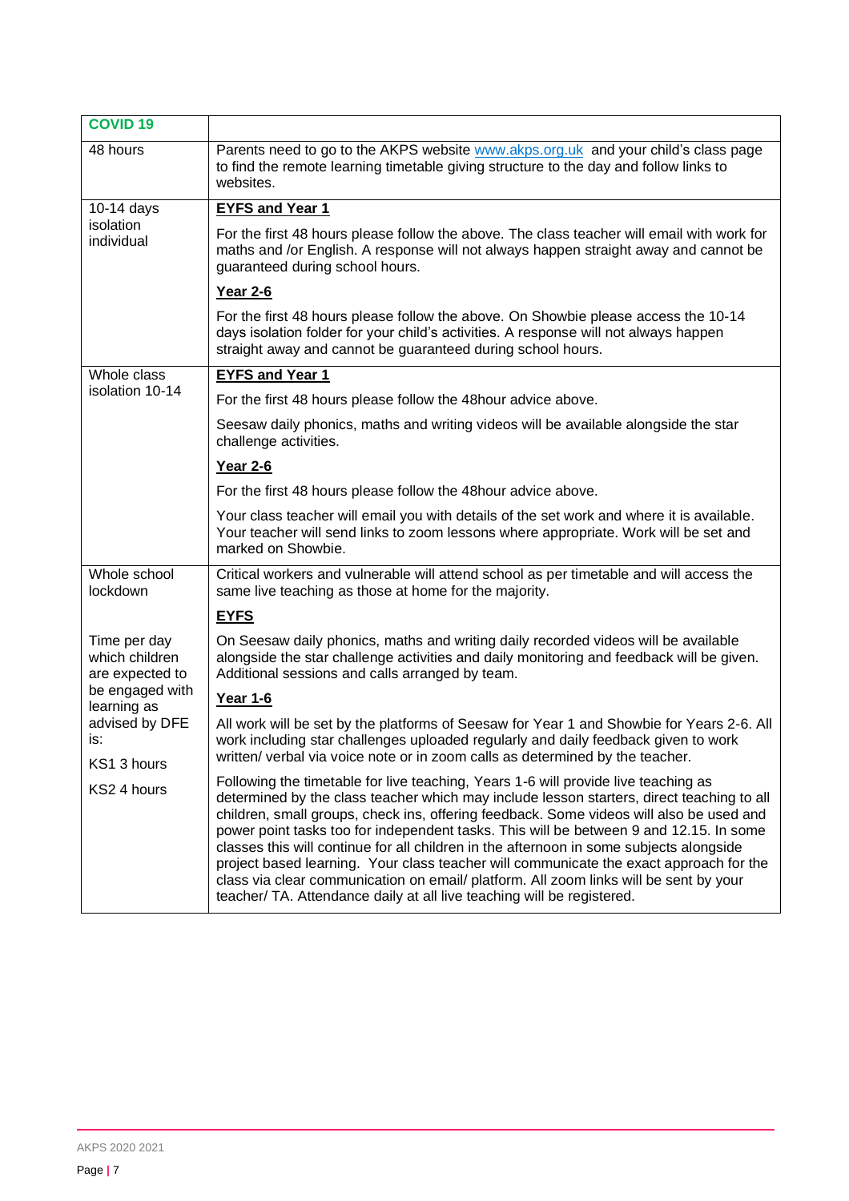| COVID 19 | |
|---|---|
| 48 hours | Parents need to go to the AKPS website [www.akps.org.uk](http://www.akps.org.uk) and your child's class page to find the remote learning timetable giving structure to the day and follow links to websites. |
| 10-14 days isolation individual | **<u>EYFS and Year 1</u>**<br><br>For the first 48 hours please follow the above. The class teacher will email with work for maths and /or English. A response will not always happen straight away and cannot be guaranteed during school hours.<br><br>**<u>Year 2-6</u>**<br><br>For the first 48 hours please follow the above. On Showbie please access the 10-14 days isolation folder for your child's activities. A response will not always happen straight away and cannot be guaranteed during school hours. |
| Whole class isolation 10-14 | **<u>EYFS and Year 1</u>**<br><br>For the first 48 hours please follow the 48hour advice above.<br><br>Seesaw daily phonics, maths and writing videos will be available alongside the star challenge activities.<br><br>**<u>Year 2-6</u>**<br><br>For the first 48 hours please follow the 48hour advice above.<br><br>Your class teacher will email you with details of the set work and where it is available. Your teacher will send links to zoom lessons where appropriate. Work will be set and marked on Showbie. |
| Whole school lockdown<br><br>Time per day which children are expected to be engaged with learning as advised by DFE is:<br><br>KS1 3 hours<br><br>KS2 4 hours | Critical workers and vulnerable will attend school as per timetable and will access the same live teaching as those at home for the majority.<br><br>**<u>EYFS</u>**<br><br>On Seesaw daily phonics, maths and writing daily recorded videos will be available alongside the star challenge activities and daily monitoring and feedback will be given. Additional sessions and calls arranged by team.<br><br>**<u>Year 1-6</u>**<br><br>All work will be set by the platforms of Seesaw for Year 1 and Showbie for Years 2-6. All work including star challenges uploaded regularly and daily feedback given to work written/ verbal via voice note or in zoom calls as determined by the teacher.<br><br>Following the timetable for live teaching, Years 1-6 will provide live teaching as determined by the class teacher which may include lesson starters, direct teaching to all children, small groups, check ins, offering feedback. Some videos will also be used and power point tasks too for independent tasks. This will be between 9 and 12.15. In some classes this will continue for all children in the afternoon in some subjects alongside project based learning. Your class teacher will communicate the exact approach for the class via clear communication on email/ platform. All zoom links will be sent by your teacher/ TA. Attendance daily at all live teaching will be registered. |